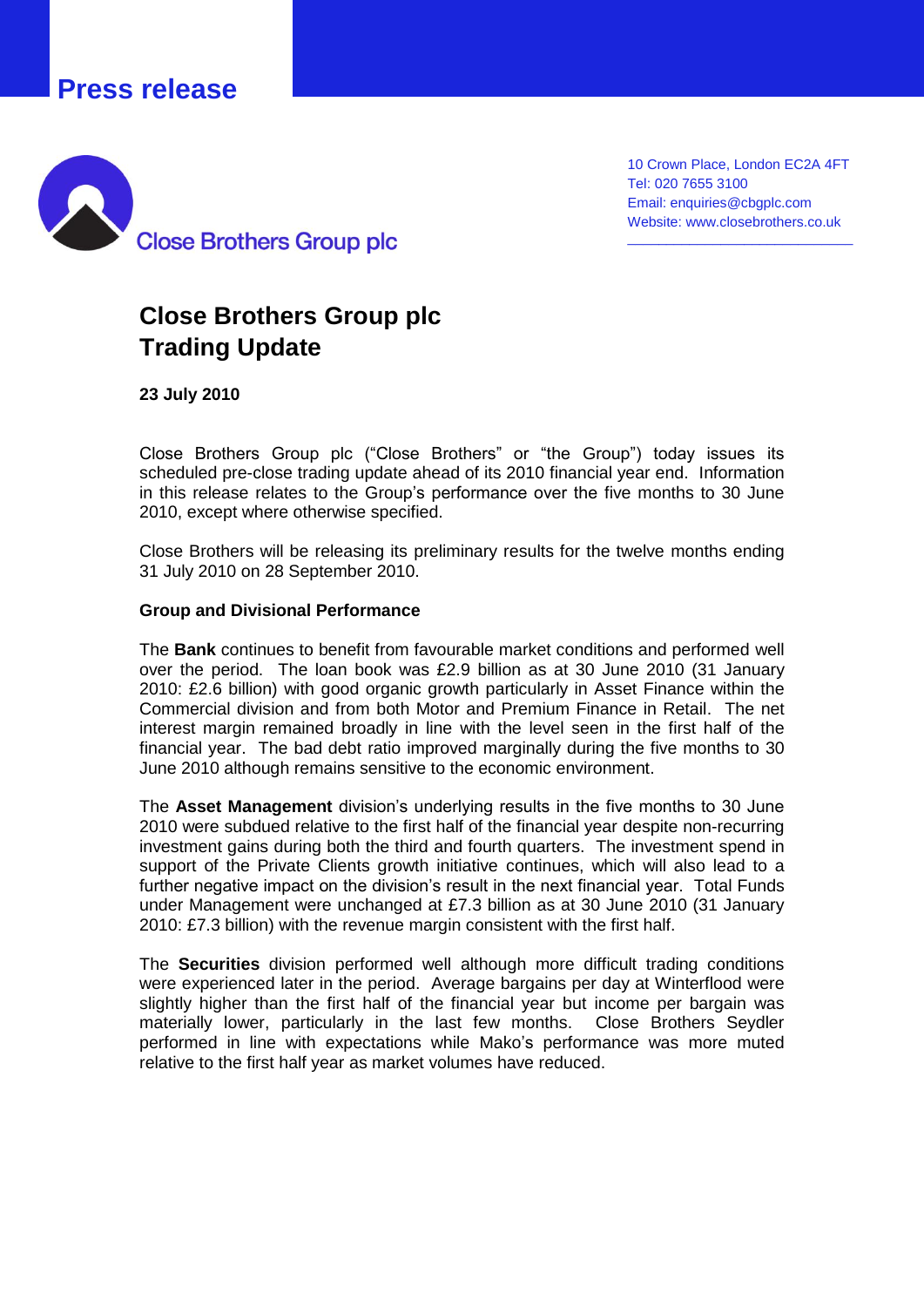Press release

Close Brothers Group plc

10 Crown Place, London EC2A 4FT
Tel: 020 7655 3100
Email: enquiries@cbgplc.com
Website: www.closebrothers.co.uk

# Close Brothers Group plc
# Trading Update

**23 July 2010**

Close Brothers Group plc ("Close Brothers" or "the Group") today issues its scheduled pre-close trading update ahead of its 2010 financial year end. Information in this release relates to the Group's performance over the five months to 30 June 2010, except where otherwise specified.

Close Brothers will be releasing its preliminary results for the twelve months ending 31 July 2010 on 28 September 2010.

**Group and Divisional Performance**

The **Bank** continues to benefit from favourable market conditions and performed well over the period. The loan book was £2.9 billion as at 30 June 2010 (31 January 2010: £2.6 billion) with good organic growth particularly in Asset Finance within the Commercial division and from both Motor and Premium Finance in Retail. The net interest margin remained broadly in line with the level seen in the first half of the financial year. The bad debt ratio improved marginally during the five months to 30 June 2010 although remains sensitive to the economic environment.

The **Asset Management** division's underlying results in the five months to 30 June 2010 were subdued relative to the first half of the financial year despite non-recurring investment gains during both the third and fourth quarters. The investment spend in support of the Private Clients growth initiative continues, which will also lead to a further negative impact on the division's result in the next financial year. Total Funds under Management were unchanged at £7.3 billion as at 30 June 2010 (31 January 2010: £7.3 billion) with the revenue margin consistent with the first half.

The **Securities** division performed well although more difficult trading conditions were experienced later in the period. Average bargains per day at Winterflood were slightly higher than the first half of the financial year but income per bargain was materially lower, particularly in the last few months. Close Brothers Seydler performed in line with expectations while Mako's performance was more muted relative to the first half year as market volumes have reduced.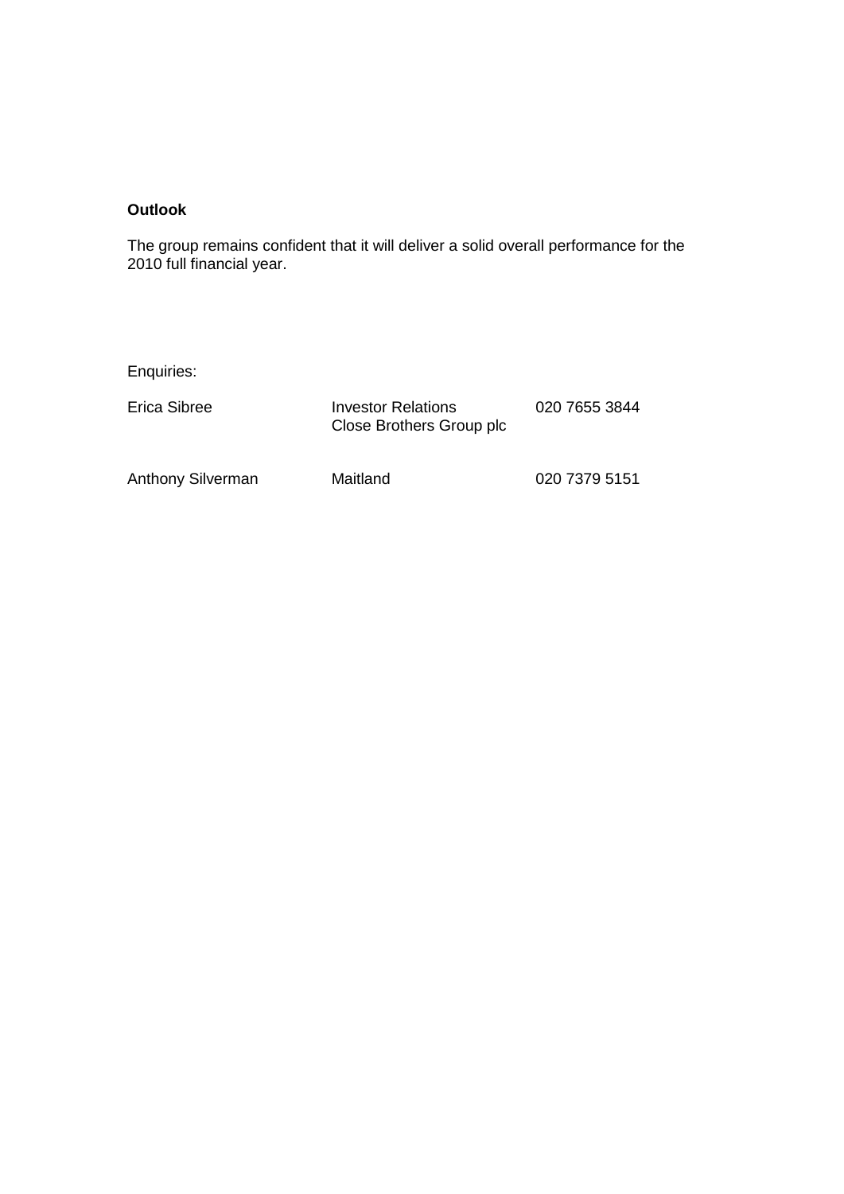**Outlook**

The group remains confident that it will deliver a solid overall performance for the 2010 full financial year.

Enquiries:

| | | |
|---|---|---|
| Erica Sibree | Investor Relations<br>Close Brothers Group plc | 020 7655 3844 |
| Anthony Silverman | Maitland | 020 7379 5151 |